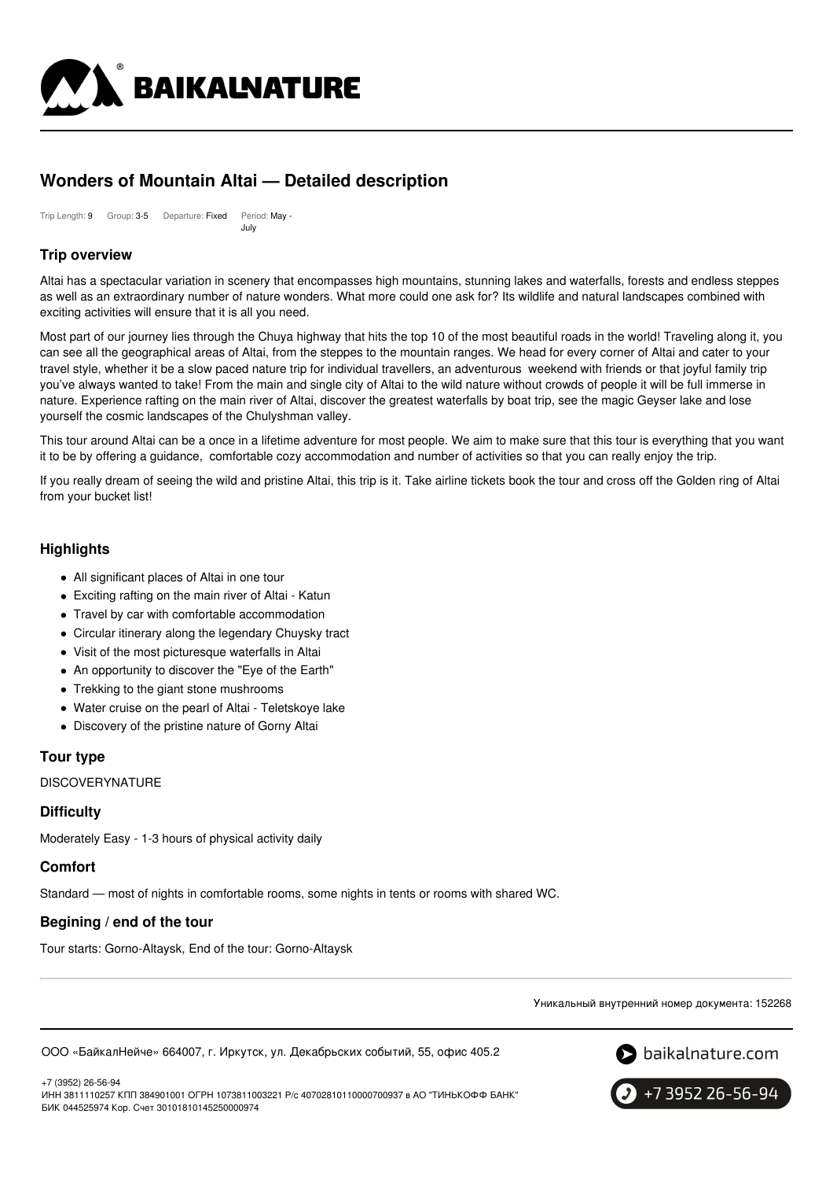# Wonders of Mountain Altai — Detailed description

Trip Length: 9 Group: 3-5 Departure: Fixed Period: May - July

## Trip overview

Altai has a spectacular variation in scenery that encompasses high mountains, stunning lakes and waterfalls, forests and endless steppes as well as an extraordinary number of nature wonders. What more could one ask for? Its wildlife and natural landscapes combined with exciting activities will ensure that it is all you need.

Most part of our journey lies through the Chuya highway that hits the top 10 of the most beautiful roads in the world! Traveling along it, you can see all the geographical areas of Altai, from the steppes to the mountain ranges. We head for every corner of Altai and cater to your travel style, whether it be a slow paced nature trip for individual travellers, an adventurous weekend with friends or that joyful family trip you've always wanted to take! From the main and single city of Altai to the wild nature without crowds of people it will be full immerse in nature. Experience rafting on the main river of Altai, discover the greatest waterfalls by boat trip, see the magic Geyser lake and lose yourself the cosmic landscapes of the Chulyshman valley.

This tour around Altai can be a once in a lifetime adventure for most people. We aim to make sure that this tour is everything that you want it to be by offering a guidance, comfortable cozy accommodation and number of activities so that you can really enjoy the trip.

If you really dream of seeing the wild and pristine Altai, this trip is it. Take airline tickets book the tour and cross off the Golden ring of Altai from your bucket list!

## Highlights

- All significant places of Altai in one tour
- Exciting rafting on the main river of Altai - Katun
- Travel by car with comfortable accommodation
- Circular itinerary along the legendary Chuysky tract
- Visit of the most picturesque waterfalls in Altai
- An opportunity to discover the "Eye of the Earth"
- Trekking to the giant stone mushrooms
- Water cruise on the pearl of Altai - Teletskoye lake
- Discovery of the pristine nature of Gorny Altai

## Tour type

DISCOVERYNATURE

## Difficulty

Moderately Easy - 1-3 hours of physical activity daily

## Comfort

Standard — most of nights in comfortable rooms, some nights in tents or rooms with shared WC.

## Begining / end of the tour

Tour starts: Gorno-Altaysk, End of the tour: Gorno-Altaysk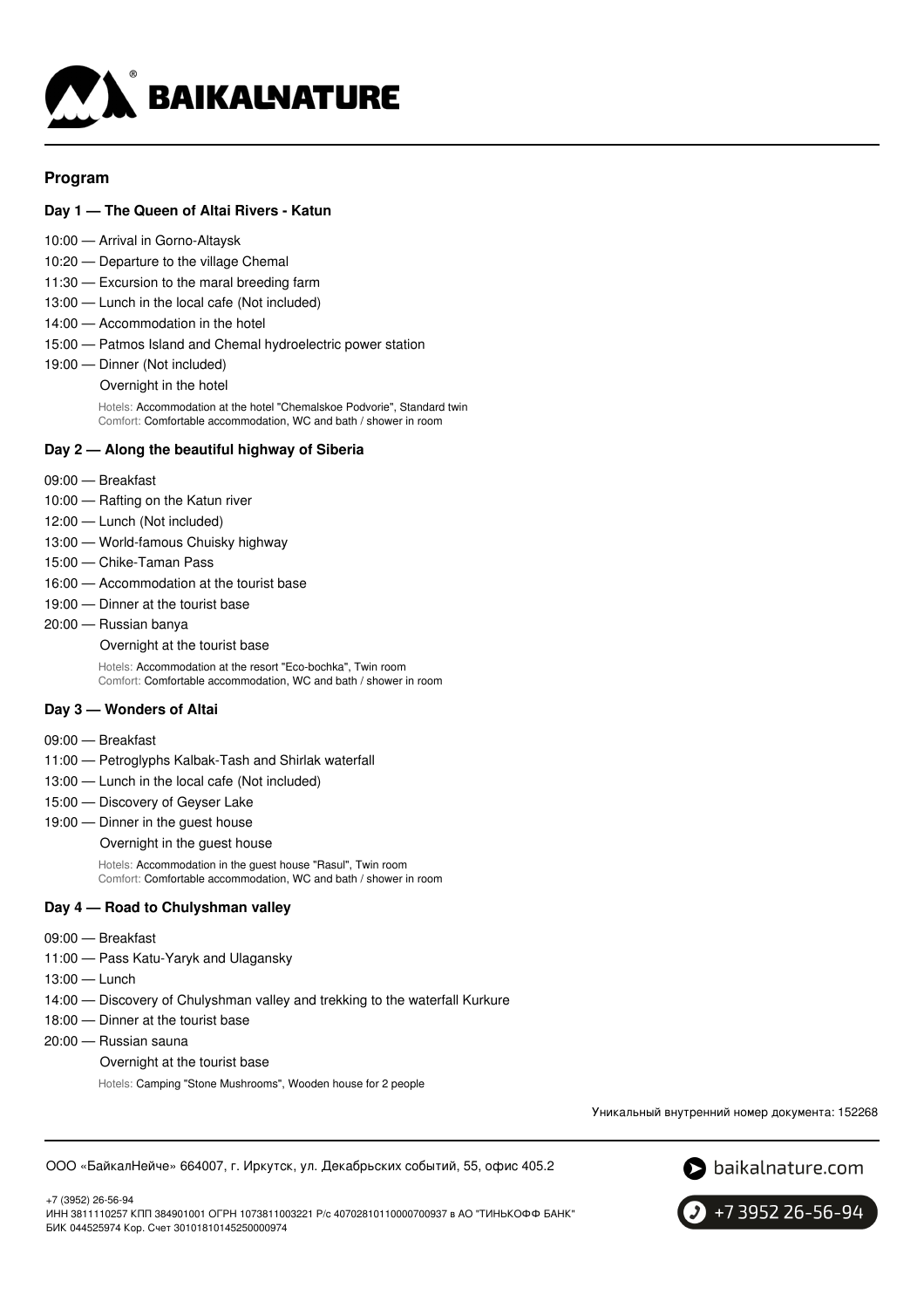## Program

### Day 1 — The Queen of Altai Rivers - Katun

- 10:00 — Arrival in Gorno-Altaysk
- 10:20 — Departure to the village Chemal
- 11:30 — Excursion to the maral breeding farm
- 13:00 — Lunch in the local cafe (Not included)
- 14:00 — Accommodation in the hotel
- 15:00 — Patmos Island and Chemal hydroelectric power station
- 19:00 — Dinner (Not included)

Overnight in the hotel

Hotels: Accommodation at the hotel "Chemalskoe Podvorie", Standard twin
Comfort: Comfortable accommodation, WC and bath / shower in room

### Day 2 — Along the beautiful highway of Siberia

- 09:00 — Breakfast
- 10:00 — Rafting on the Katun river
- 12:00 — Lunch (Not included)
- 13:00 — World-famous Chuisky highway
- 15:00 — Chike-Taman Pass
- 16:00 — Accommodation at the tourist base
- 19:00 — Dinner at the tourist base
- 20:00 — Russian banya

Overnight at the tourist base

Hotels: Accommodation at the resort "Eco-bochka", Twin room
Comfort: Comfortable accommodation, WC and bath / shower in room

### Day 3 — Wonders of Altai

- 09:00 — Breakfast
- 11:00 — Petroglyphs Kalbak-Tash and Shirlak waterfall
- 13:00 — Lunch in the local cafe (Not included)
- 15:00 — Discovery of Geyser Lake
- 19:00 — Dinner in the guest house

Overnight in the guest house

Hotels: Accommodation in the guest house "Rasul", Twin room
Comfort: Comfortable accommodation, WC and bath / shower in room

### Day 4 — Road to Chulyshman valley

- 09:00 — Breakfast
- 11:00 — Pass Katu-Yaryk and Ulagansky
- 13:00 — Lunch
- 14:00 — Discovery of Chulyshman valley and trekking to the waterfall Kurkure
- 18:00 — Dinner at the tourist base
- 20:00 — Russian sauna

Overnight at the tourist base

Hotels: Camping "Stone Mushrooms", Wooden house for 2 people

Уникальный внутренний номер документа: 152268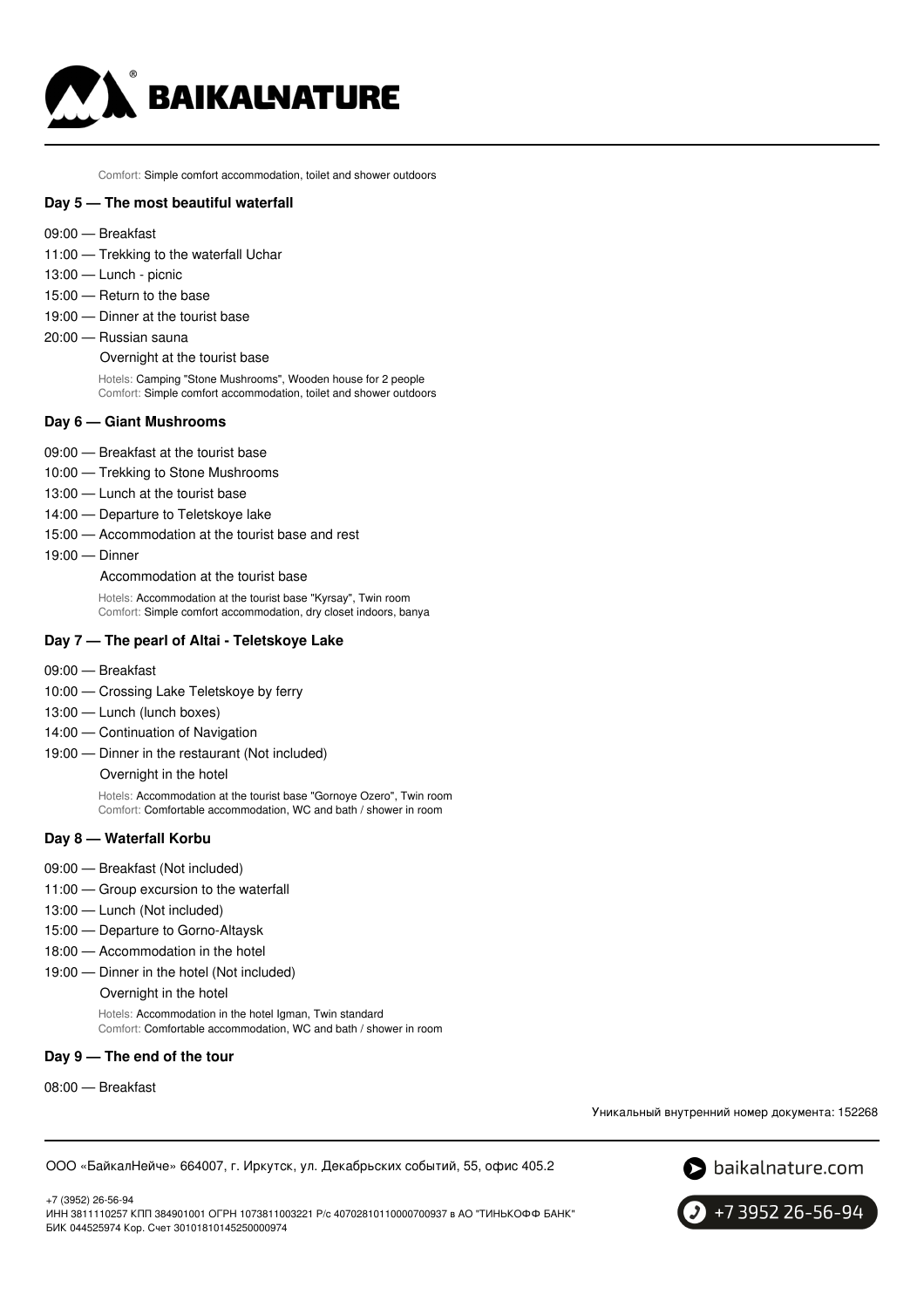Comfort: Simple comfort accommodation, toilet and shower outdoors

**Day 5 — The most beautiful waterfall**

09:00 — Breakfast
11:00 — Trekking to the waterfall Uchar
13:00 — Lunch - picnic
15:00 — Return to the base
19:00 — Dinner at the tourist base
20:00 — Russian sauna

Overnight at the tourist base

Hotels: Camping "Stone Mushrooms", Wooden house for 2 people
Comfort: Simple comfort accommodation, toilet and shower outdoors

**Day 6 — Giant Mushrooms**

09:00 — Breakfast at the tourist base
10:00 — Trekking to Stone Mushrooms
13:00 — Lunch at the tourist base
14:00 — Departure to Teletskoye lake
15:00 — Accommodation at the tourist base and rest
19:00 — Dinner

Accommodation at the tourist base

Hotels: Accommodation at the tourist base "Kyrsay", Twin room
Comfort: Simple comfort accommodation, dry closet indoors, banya

**Day 7 — The pearl of Altai - Teletskoye Lake**

09:00 — Breakfast
10:00 — Crossing Lake Teletskoye by ferry
13:00 — Lunch (lunch boxes)
14:00 — Continuation of Navigation
19:00 — Dinner in the restaurant (Not included)

Overnight in the hotel

Hotels: Accommodation at the tourist base "Gornoye Ozero", Twin room
Comfort: Comfortable accommodation, WC and bath / shower in room

**Day 8 — Waterfall Korbu**

09:00 — Breakfast (Not included)
11:00 — Group excursion to the waterfall
13:00 — Lunch (Not included)
15:00 — Departure to Gorno-Altaysk
18:00 — Accommodation in the hotel
19:00 — Dinner in the hotel (Not included)

Overnight in the hotel

Hotels: Accommodation in the hotel Igman, Twin standard
Comfort: Comfortable accommodation, WC and bath / shower in room

**Day 9 — The end of the tour**

08:00 — Breakfast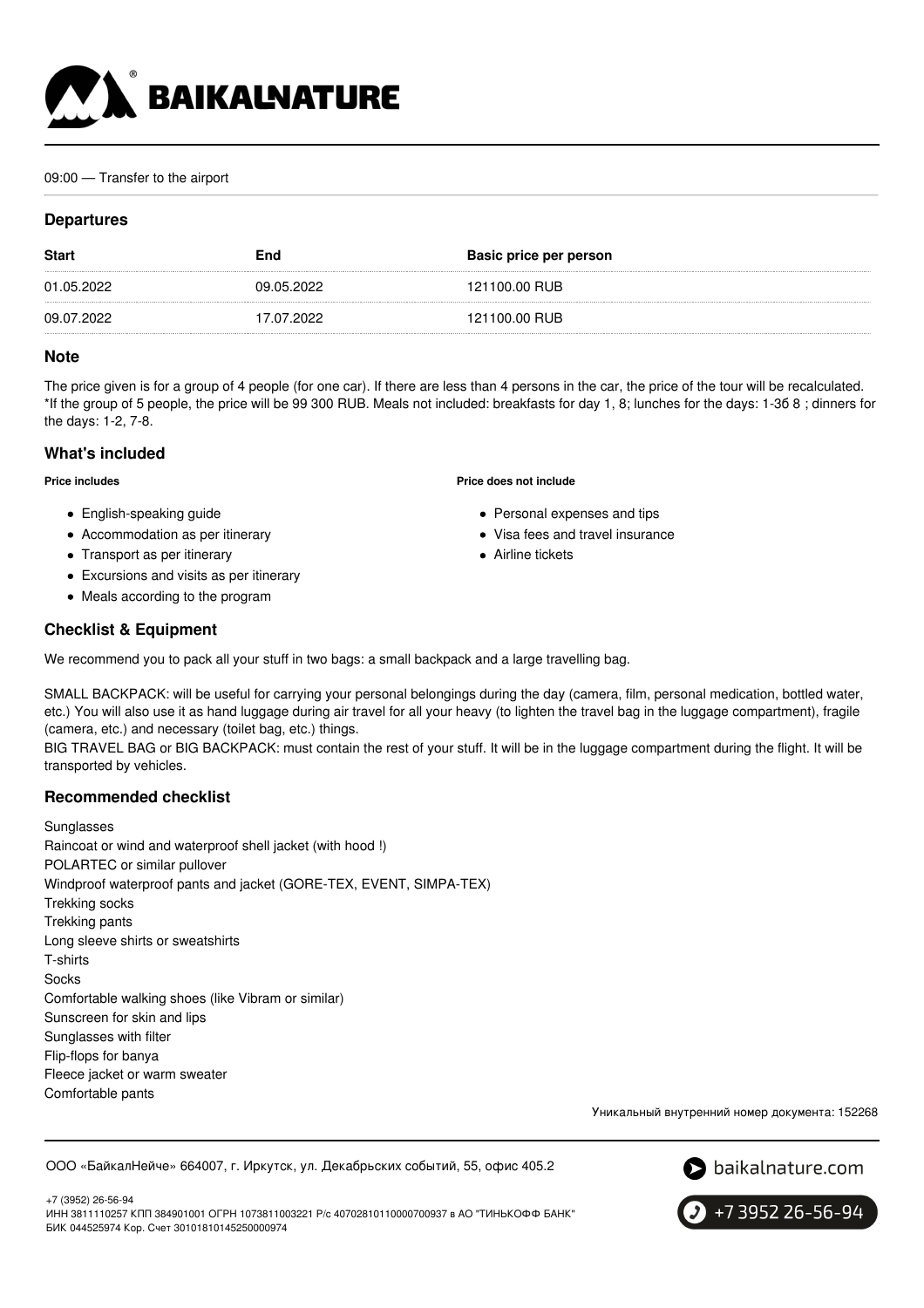09:00 — Transfer to the airport

## Departures

| Start | End | Basic price per person |
| --- | --- | --- |
| 01.05.2022 | 09.05.2022 | 121100.00 RUB |
| 09.07.2022 | 17.07.2022 | 121100.00 RUB |

## Note

The price given is for a group of 4 people (for one car). If there are less than 4 persons in the car, the price of the tour will be recalculated. *If the group of 5 people, the price will be 99 300 RUB. Meals not included: breakfasts for day 1, 8; lunches for the days: 1-3б 8 ; dinners for the days: 1-2, 7-8.

## What's included

**Price includes**

- English-speaking guide
- Accommodation as per itinerary
- Transport as per itinerary
- Excursions and visits as per itinerary
- Meals according to the program

**Price does not include**

- Personal expenses and tips
- Visa fees and travel insurance
- Airline tickets

## Checklist & Equipment

We recommend you to pack all your stuff in two bags: a small backpack and a large travelling bag.

SMALL BACKPACK: will be useful for carrying your personal belongings during the day (camera, film, personal medication, bottled water, etc.) You will also use it as hand luggage during air travel for all your heavy (to lighten the travel bag in the luggage compartment), fragile (camera, etc.) and necessary (toilet bag, etc.) things.
BIG TRAVEL BAG or BIG BACKPACK: must contain the rest of your stuff. It will be in the luggage compartment during the flight. It will be transported by vehicles.

## Recommended checklist

Sunglasses
Raincoat or wind and waterproof shell jacket (with hood !)
POLARTEC or similar pullover
Windproof waterproof pants and jacket (GORE-TEX, EVENT, SIMPA-TEX)
Trekking socks
Trekking pants
Long sleeve shirts or sweatshirts
T-shirts
Socks
Comfortable walking shoes (like Vibram or similar)
Sunscreen for skin and lips
Sunglasses with filter
Flip-flops for banya
Fleece jacket or warm sweater
Comfortable pants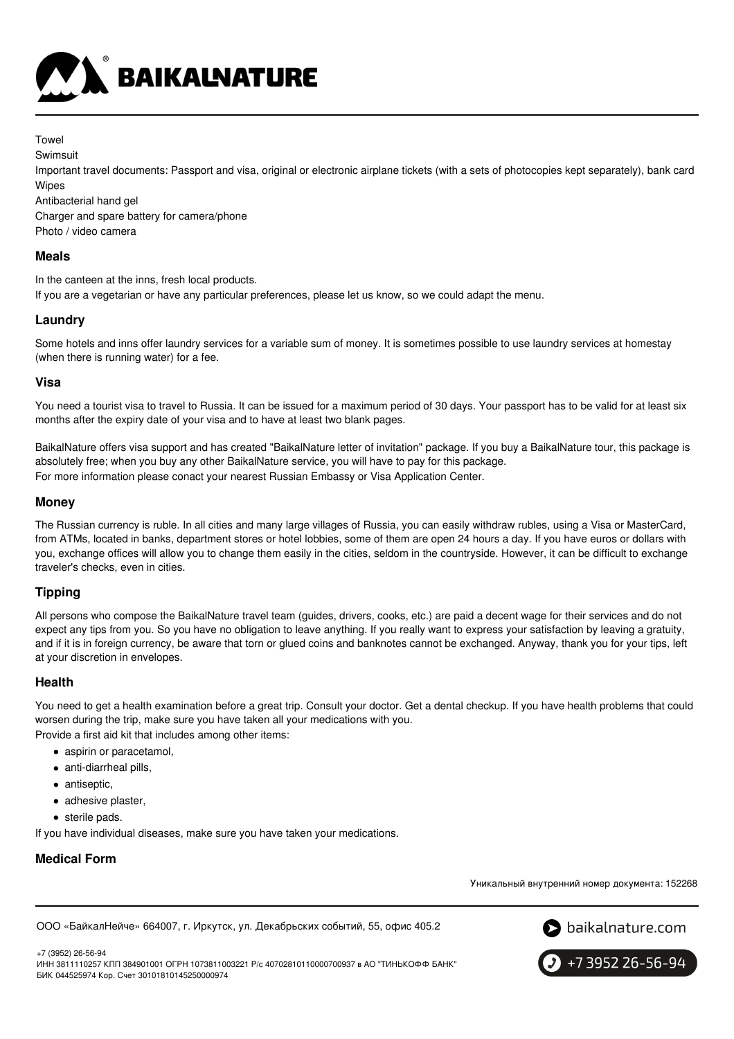Towel
Swimsuit
Important travel documents: Passport and visa, original or electronic airplane tickets (with a sets of photocopies kept separately), bank card
Wipes
Antibacterial hand gel
Charger and spare battery for camera/phone
Photo / video camera

### Meals

In the canteen at the inns, fresh local products.
If you are a vegetarian or have any particular preferences, please let us know, so we could adapt the menu.

### Laundry

Some hotels and inns offer laundry services for a variable sum of money. It is sometimes possible to use laundry services at homestay (when there is running water) for a fee.

### Visa

You need a tourist visa to travel to Russia. It can be issued for a maximum period of 30 days. Your passport has to be valid for at least six months after the expiry date of your visa and to have at least two blank pages.

BaikalNature offers visa support and has created "BaikalNature letter of invitation" package. If you buy a BaikalNature tour, this package is absolutely free; when you buy any other BaikalNature service, you will have to pay for this package.
For more information please conact your nearest Russian Embassy or Visa Application Center.

### Money

The Russian currency is ruble. In all cities and many large villages of Russia, you can easily withdraw rubles, using a Visa or MasterCard, from ATMs, located in banks, department stores or hotel lobbies, some of them are open 24 hours a day. If you have euros or dollars with you, exchange offices will allow you to change them easily in the cities, seldom in the countryside. However, it can be difficult to exchange traveler's checks, even in cities.

### Tipping

All persons who compose the BaikalNature travel team (guides, drivers, cooks, etc.) are paid a decent wage for their services and do not expect any tips from you. So you have no obligation to leave anything. If you really want to express your satisfaction by leaving a gratuity, and if it is in foreign currency, be aware that torn or glued coins and banknotes cannot be exchanged. Anyway, thank you for your tips, left at your discretion in envelopes.

### Health

You need to get a health examination before a great trip. Consult your doctor. Get a dental checkup. If you have health problems that could worsen during the trip, make sure you have taken all your medications with you.
Provide a first aid kit that includes among other items:

- aspirin or paracetamol,
- anti-diarrheal pills,
- antiseptic,
- adhesive plaster,
- sterile pads.

If you have individual diseases, make sure you have taken your medications.

### Medical Form

Уникальный внутренний номер документа: 152268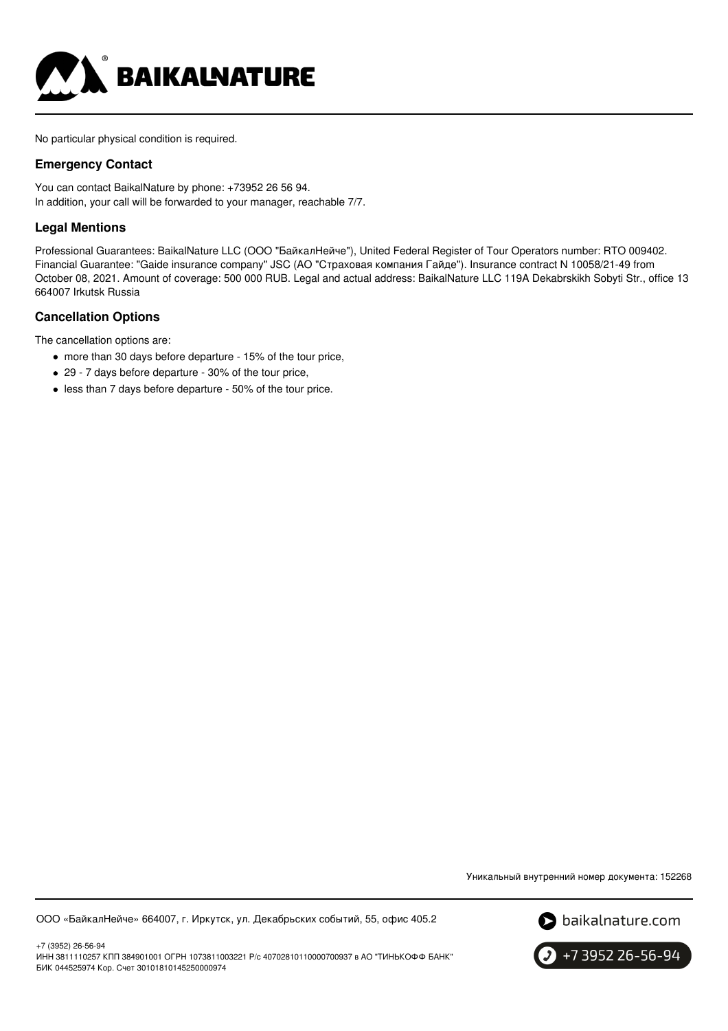No particular physical condition is required.

### Emergency Contact

You can contact BaikalNature by phone: +73952 26 56 94.
In addition, your call will be forwarded to your manager, reachable 7/7.

### Legal Mentions

Professional Guarantees: BaikalNature LLC (ООО "БайкалНейче"), United Federal Register of Tour Operators number: RTO 009402. Financial Guarantee: "Gaide insurance company" JSC (АО "Страховая компания Гайде"). Insurance contract N 10058/21-49 from October 08, 2021. Amount of coverage: 500 000 RUB. Legal and actual address: BaikalNature LLC 119A Dekabrskikh Sobyti Str., office 13 664007 Irkutsk Russia

### Cancellation Options

The cancellation options are:

- more than 30 days before departure - 15% of the tour price,
- 29 - 7 days before departure - 30% of the tour price,
- less than 7 days before departure - 50% of the tour price.

Уникальный внутренний номер документа: 152268